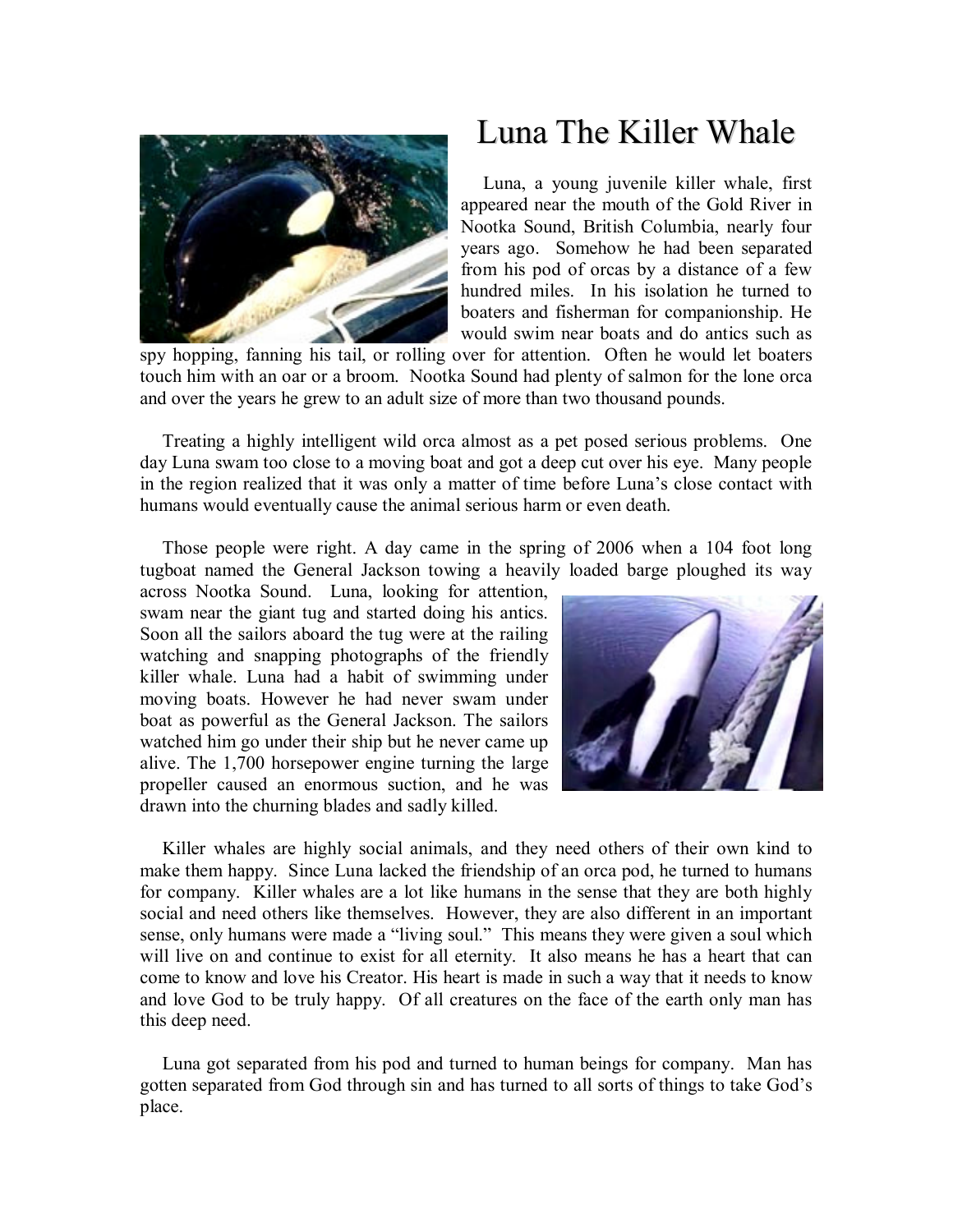# Luna The Killer Whale

Luna, a young juvenile killer whale, first appeared near the mouth of the Gold River in Nootka Sound, British Columbia, nearly four years ago. Somehow he had been separated from his pod of orcas by a distance of a few hundred miles. In his isolation he turned to boaters and fisherman for companionship. He would swim near boats and do antics such as spy hopping, fanning his tail, or rolling over for attention. Often he would let boaters touch him with an oar or a broom. Nootka Sound had plenty of salmon for the lone orca and over the years he grew to an adult size of more than two thousand pounds.

Treating a highly intelligent wild orca almost as a pet posed serious problems. One day Luna swam too close to a moving boat and got a deep cut over his eye. Many people in the region realized that it was only a matter of time before Luna's close contact with humans would eventually cause the animal serious harm or even death.

Those people were right. A day came in the spring of 2006 when a 104 foot long tugboat named the General Jackson towing a heavily loaded barge ploughed its way across Nootka Sound. Luna, looking for attention, swam near the giant tug and started doing his antics. Soon all the sailors aboard the tug were at the railing watching and snapping photographs of the friendly killer whale. Luna had a habit of swimming under moving boats. However he had never swam under boat as powerful as the General Jackson. The sailors watched him go under their ship but he never came up alive. The 1,700 horsepower engine turning the large propeller caused an enormous suction, and he was drawn into the churning blades and sadly killed.

Killer whales are highly social animals, and they need others of their own kind to make them happy. Since Luna lacked the friendship of an orca pod, he turned to humans for company. Killer whales are a lot like humans in the sense that they are both highly social and need others like themselves. However, they are also different in an important sense, only humans were made a "living soul." This means they were given a soul which will live on and continue to exist for all eternity. It also means he has a heart that can come to know and love his Creator. His heart is made in such a way that it needs to know and love God to be truly happy. Of all creatures on the face of the earth only man has this deep need.

Luna got separated from his pod and turned to human beings for company. Man has gotten separated from God through sin and has turned to all sorts of things to take God's place.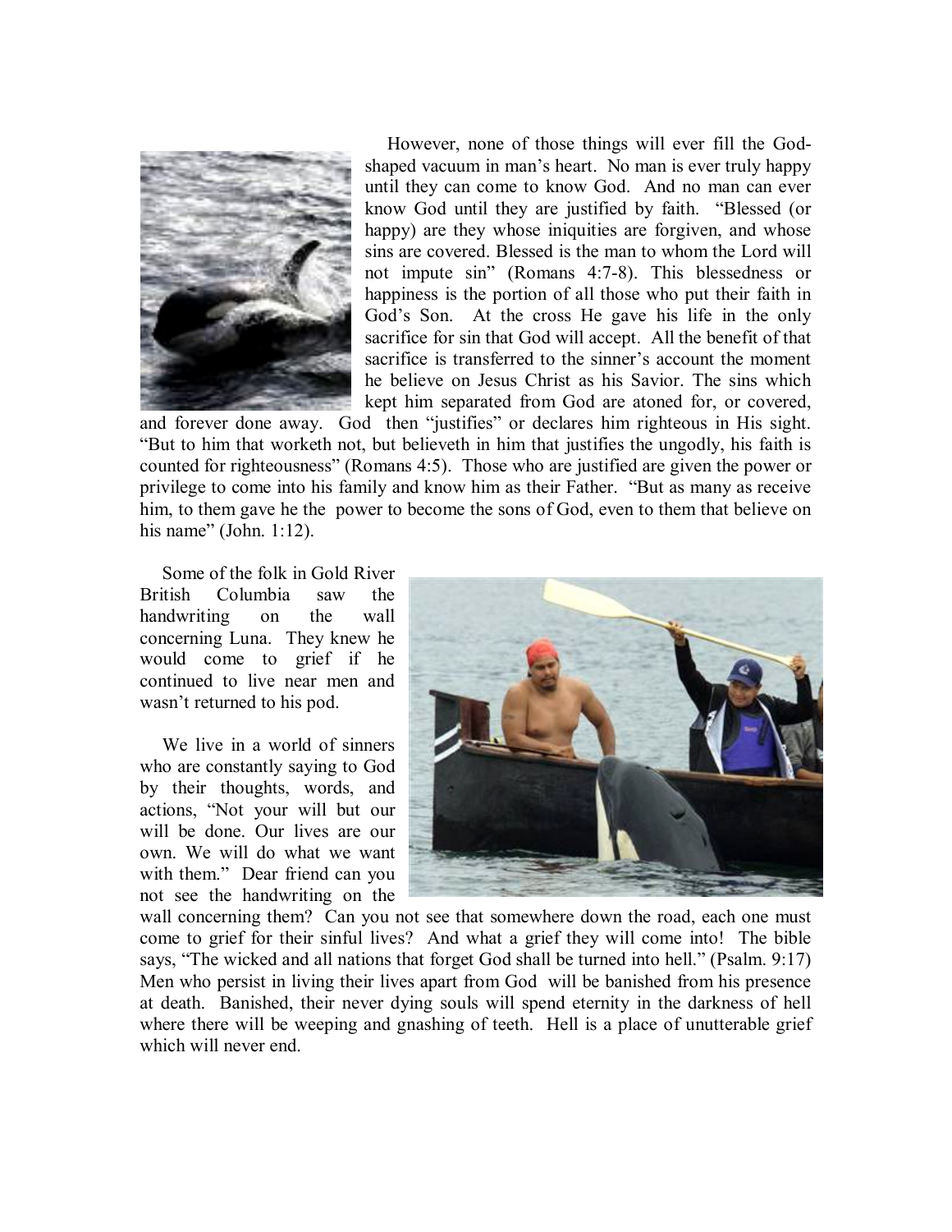However, none of those things will ever fill the God-shaped vacuum in man's heart. No man is ever truly happy until they can come to know God. And no man can ever know God until they are justified by faith. "Blessed (or happy) are they whose iniquities are forgiven, and whose sins are covered. Blessed is the man to whom the Lord will not impute sin" (Romans 4:7-8). This blessedness or happiness is the portion of all those who put their faith in God's Son. At the cross He gave his life in the only sacrifice for sin that God will accept. All the benefit of that sacrifice is transferred to the sinner's account the moment he believe on Jesus Christ as his Savior. The sins which kept him separated from God are atoned for, or covered, and forever done away. God then "justifies" or declares him righteous in His sight. "But to him that worketh not, but believeth in him that justifies the ungodly, his faith is counted for righteousness" (Romans 4:5). Those who are justified are given the power or privilege to come into his family and know him as their Father. "But as many as receive him, to them gave he the power to become the sons of God, even to them that believe on his name" (John. 1:12).

Some of the folk in Gold River British Columbia saw the handwriting on the wall concerning Luna. They knew he would come to grief if he continued to live near men and wasn't returned to his pod.

We live in a world of sinners who are constantly saying to God by their thoughts, words, and actions, "Not your will but our will be done. Our lives are our own. We will do what we want with them." Dear friend can you not see the handwriting on the wall concerning them? Can you not see that somewhere down the road, each one must come to grief for their sinful lives? And what a grief they will come into! The bible says, "The wicked and all nations that forget God shall be turned into hell." (Psalm. 9:17) Men who persist in living their lives apart from God will be banished from his presence at death. Banished, their never dying souls will spend eternity in the darkness of hell where there will be weeping and gnashing of teeth. Hell is a place of unutterable grief which will never end.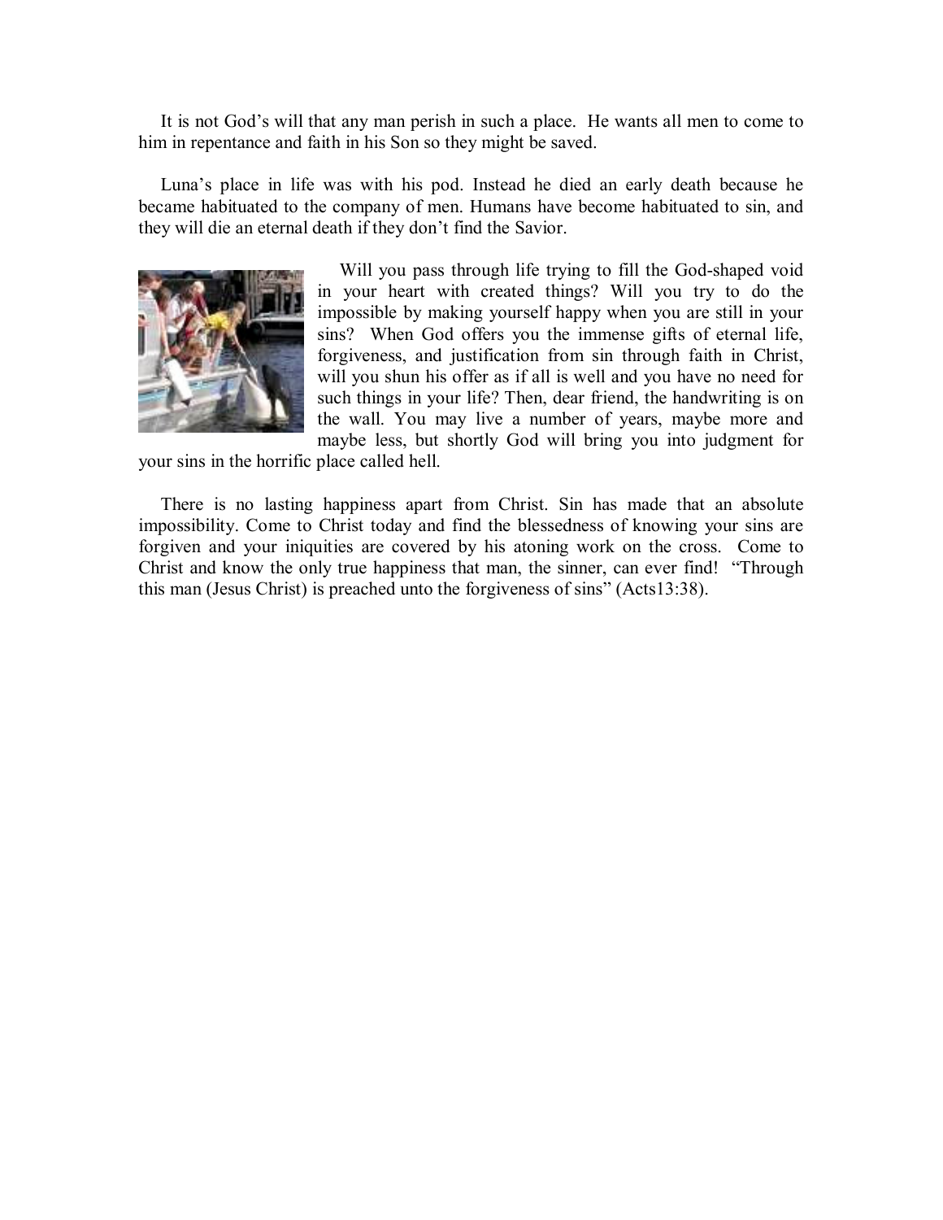It is not God's will that any man perish in such a place. He wants all men to come to him in repentance and faith in his Son so they might be saved.

Luna's place in life was with his pod. Instead he died an early death because he became habituated to the company of men. Humans have become habituated to sin, and they will die an eternal death if they don't find the Savior.

Will you pass through life trying to fill the God-shaped void in your heart with created things? Will you try to do the impossible by making yourself happy when you are still in your sins? When God offers you the immense gifts of eternal life, forgiveness, and justification from sin through faith in Christ, will you shun his offer as if all is well and you have no need for such things in your life? Then, dear friend, the handwriting is on the wall. You may live a number of years, maybe more and maybe less, but shortly God will bring you into judgment for your sins in the horrific place called hell.

There is no lasting happiness apart from Christ. Sin has made that an absolute impossibility. Come to Christ today and find the blessedness of knowing your sins are forgiven and your iniquities are covered by his atoning work on the cross. Come to Christ and know the only true happiness that man, the sinner, can ever find! "Through this man (Jesus Christ) is preached unto the forgiveness of sins" (Acts13:38).